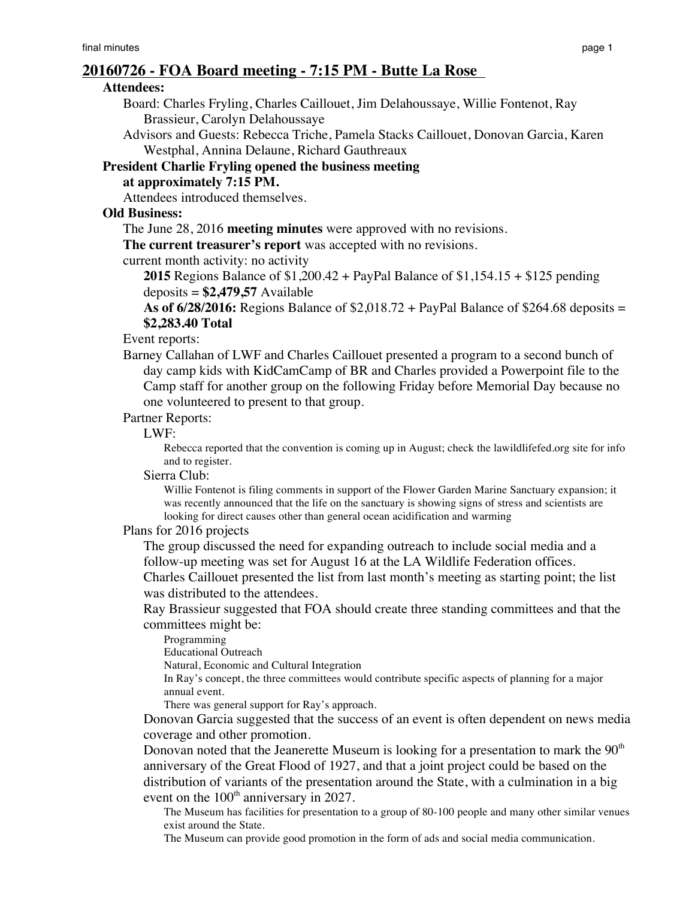## 20160726 - FOA Board meeting - 7:15 PM - Butte La Rose

**Attendees:**

Board: Charles Fryling, Charles Caillouet, Jim Delahoussaye, Willie Fontenot, Ray Brassieur, Carolyn Delahoussaye

Advisors and Guests: Rebecca Triche, Pamela Stacks Caillouet, Donovan Garcia, Karen Westphal, Annina Delaune, Richard Gauthreaux

**President Charlie Fryling opened the business meeting at approximately 7:15 PM.**

Attendees introduced themselves.

**Old Business:**

The June 28, 2016 **meeting minutes** were approved with no revisions.

**The current treasurer's report** was accepted with no revisions.

current month activity: no activity

**2015** Regions Balance of $1,200.42 + PayPal Balance of $1,154.15 + $125 pending deposits = **$2,479,57** Available

**As of 6/28/2016:** Regions Balance of $2,018.72 + PayPal Balance of $264.68 deposits = **$2,283.40 Total**

Event reports:

Barney Callahan of LWF and Charles Caillouet presented a program to a second bunch of day camp kids with KidCamCamp of BR and Charles provided a Powerpoint file to the Camp staff for another group on the following Friday before Memorial Day because no one volunteered to present to that group.

Partner Reports:

LWF:

Rebecca reported that the convention is coming up in August; check the lawildlifefed.org site for info and to register.

Sierra Club:

Willie Fontenot is filing comments in support of the Flower Garden Marine Sanctuary expansion; it was recently announced that the life on the sanctuary is showing signs of stress and scientists are looking for direct causes other than general ocean acidification and warming

Plans for 2016 projects

The group discussed the need for expanding outreach to include social media and a follow-up meeting was set for August 16 at the LA Wildlife Federation offices.

Charles Caillouet presented the list from last month's meeting as starting point; the list was distributed to the attendees.

Ray Brassieur suggested that FOA should create three standing committees and that the committees might be:

- Programming
- Educational Outreach
- Natural, Economic and Cultural Integration

In Ray's concept, the three committees would contribute specific aspects of planning for a major annual event.

There was general support for Ray's approach.

Donovan Garcia suggested that the success of an event is often dependent on news media coverage and other promotion.

Donovan noted that the Jeanerette Museum is looking for a presentation to mark the 90th anniversary of the Great Flood of 1927, and that a joint project could be based on the distribution of variants of the presentation around the State, with a culmination in a big event on the 100th anniversary in 2027.

The Museum has facilities for presentation to a group of 80-100 people and many other similar venues exist around the State.

The Museum can provide good promotion in the form of ads and social media communication.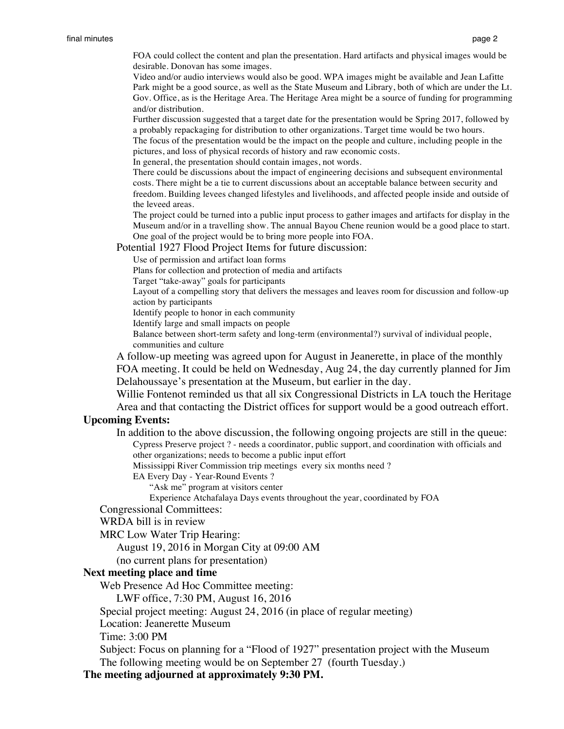FOA could collect the content and plan the presentation. Hard artifacts and physical images would be desirable. Donovan has some images.

Video and/or audio interviews would also be good. WPA images might be available and Jean Lafitte Park might be a good source, as well as the State Museum and Library, both of which are under the Lt. Gov. Office, as is the Heritage Area. The Heritage Area might be a source of funding for programming and/or distribution.

Further discussion suggested that a target date for the presentation would be Spring 2017, followed by a probably repackaging for distribution to other organizations. Target time would be two hours.

The focus of the presentation would be the impact on the people and culture, including people in the pictures, and loss of physical records of history and raw economic costs.

In general, the presentation should contain images, not words.

There could be discussions about the impact of engineering decisions and subsequent environmental costs. There might be a tie to current discussions about an acceptable balance between security and freedom. Building levees changed lifestyles and livelihoods, and affected people inside and outside of the leveed areas.

The project could be turned into a public input process to gather images and artifacts for display in the Museum and/or in a travelling show. The annual Bayou Chene reunion would be a good place to start. One goal of the project would be to bring more people into FOA.

Potential 1927 Flood Project Items for future discussion:

- Use of permission and artifact loan forms
- Plans for collection and protection of media and artifacts
- Target "take-away" goals for participants
- Layout of a compelling story that delivers the messages and leaves room for discussion and follow-up action by participants
- Identify people to honor in each community
- Identify large and small impacts on people
- Balance between short-term safety and long-term (environmental?) survival of individual people, communities and culture

A follow-up meeting was agreed upon for August in Jeanerette, in place of the monthly FOA meeting. It could be held on Wednesday, Aug 24, the day currently planned for Jim Delahoussaye's presentation at the Museum, but earlier in the day.

Willie Fontenot reminded us that all six Congressional Districts in LA touch the Heritage Area and that contacting the District offices for support would be a good outreach effort.

**Upcoming Events:**

In addition to the above discussion, the following ongoing projects are still in the queue:

- Cypress Preserve project ? - needs a coordinator, public support, and coordination with officials and other organizations; needs to become a public input effort
- Mississippi River Commission trip meetings every six months need ?
- EA Every Day - Year-Round Events ?
  - "Ask me" program at visitors center
  - Experience Atchafalaya Days events throughout the year, coordinated by FOA

Congressional Committees:

WRDA bill is in review

MRC Low Water Trip Hearing:

August 19, 2016 in Morgan City at 09:00 AM

(no current plans for presentation)

**Next meeting place and time**

Web Presence Ad Hoc Committee meeting:

LWF office, 7:30 PM, August 16, 2016

Special project meeting: August 24, 2016 (in place of regular meeting)

Location: Jeanerette Museum

Time: 3:00 PM

Subject: Focus on planning for a "Flood of 1927" presentation project with the Museum

The following meeting would be on September 27 (fourth Tuesday.)

**The meeting adjourned at approximately 9:30 PM.**